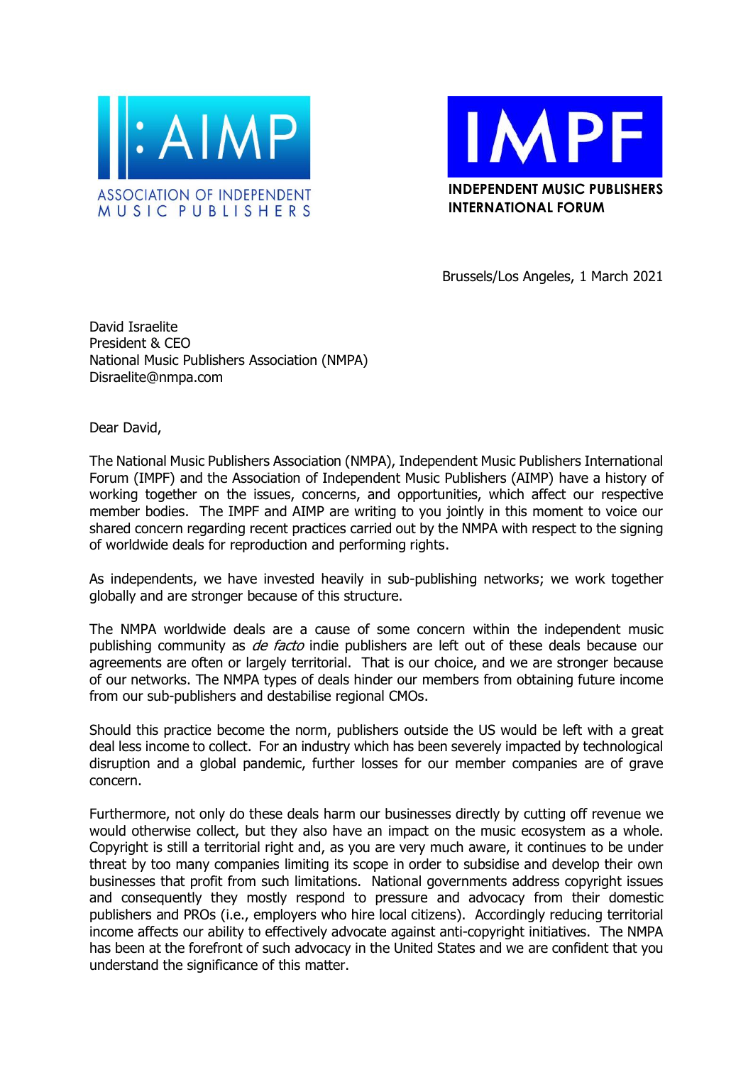AIMP
ASSOCIATION OF INDEPENDENT MUSIC PUBLISHERS

IMPF
INDEPENDENT MUSIC PUBLISHERS INTERNATIONAL FORUM

Brussels/Los Angeles, 1 March 2021

David Israelite
President & CEO
National Music Publishers Association (NMPA)
Disraelite@nmpa.com

Dear David,

The National Music Publishers Association (NMPA), Independent Music Publishers International Forum (IMPF) and the Association of Independent Music Publishers (AIMP) have a history of working together on the issues, concerns, and opportunities, which affect our respective member bodies. The IMPF and AIMP are writing to you jointly in this moment to voice our shared concern regarding recent practices carried out by the NMPA with respect to the signing of worldwide deals for reproduction and performing rights.

As independents, we have invested heavily in sub-publishing networks; we work together globally and are stronger because of this structure.

The NMPA worldwide deals are a cause of some concern within the independent music publishing community as *de facto* indie publishers are left out of these deals because our agreements are often or largely territorial. That is our choice, and we are stronger because of our networks. The NMPA types of deals hinder our members from obtaining future income from our sub-publishers and destabilise regional CMOs.

Should this practice become the norm, publishers outside the US would be left with a great deal less income to collect. For an industry which has been severely impacted by technological disruption and a global pandemic, further losses for our member companies are of grave concern.

Furthermore, not only do these deals harm our businesses directly by cutting off revenue we would otherwise collect, but they also have an impact on the music ecosystem as a whole. Copyright is still a territorial right and, as you are very much aware, it continues to be under threat by too many companies limiting its scope in order to subsidise and develop their own businesses that profit from such limitations. National governments address copyright issues and consequently they mostly respond to pressure and advocacy from their domestic publishers and PROs (i.e., employers who hire local citizens). Accordingly reducing territorial income affects our ability to effectively advocate against anti-copyright initiatives. The NMPA has been at the forefront of such advocacy in the United States and we are confident that you understand the significance of this matter.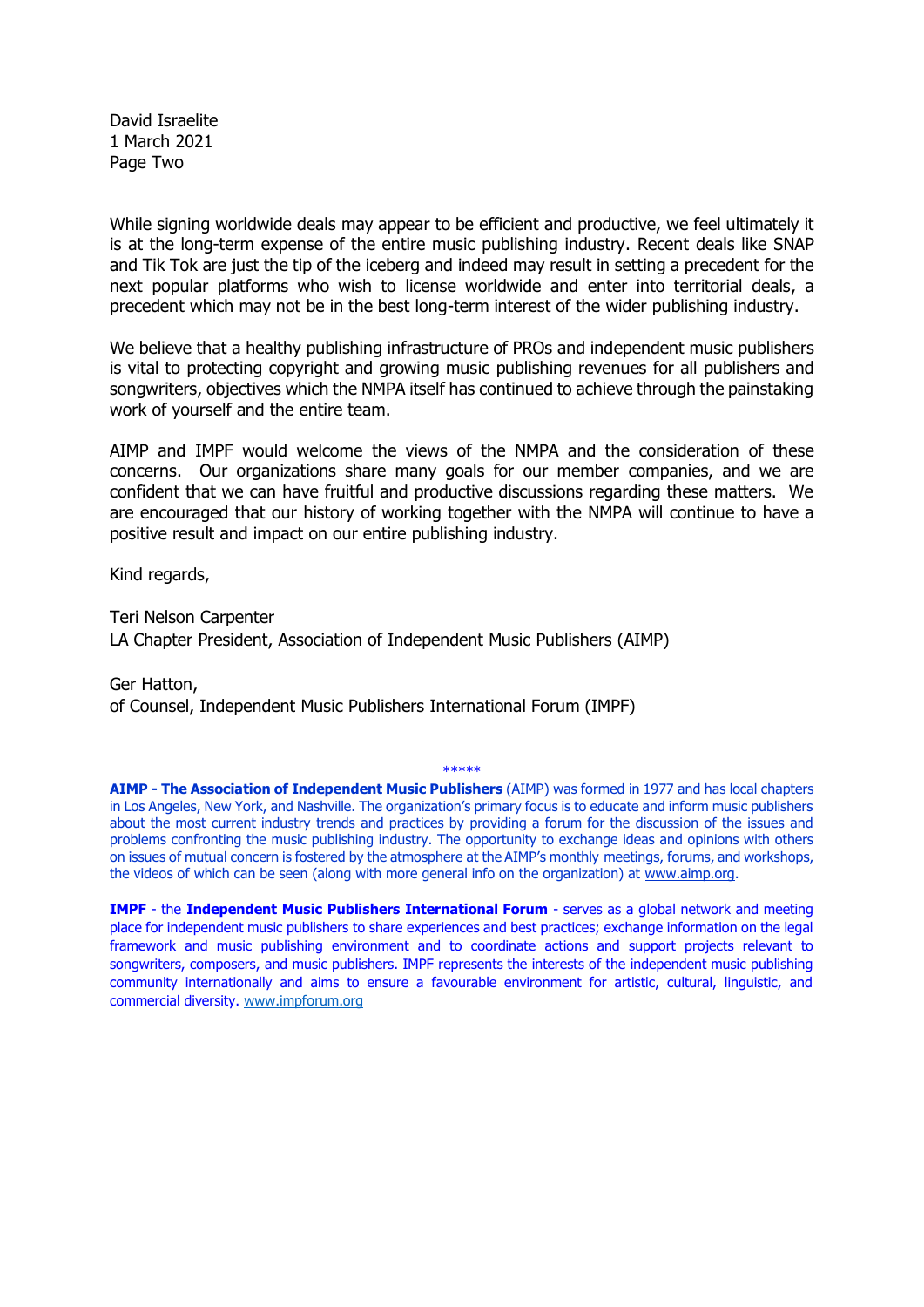While signing worldwide deals may appear to be efficient and productive, we feel ultimately it is at the long-term expense of the entire music publishing industry. Recent deals like SNAP and Tik Tok are just the tip of the iceberg and indeed may result in setting a precedent for the next popular platforms who wish to license worldwide and enter into territorial deals, a precedent which may not be in the best long-term interest of the wider publishing industry.

We believe that a healthy publishing infrastructure of PROs and independent music publishers is vital to protecting copyright and growing music publishing revenues for all publishers and songwriters, objectives which the NMPA itself has continued to achieve through the painstaking work of yourself and the entire team.

AIMP and IMPF would welcome the views of the NMPA and the consideration of these concerns. Our organizations share many goals for our member companies, and we are confident that we can have fruitful and productive discussions regarding these matters. We are encouraged that our history of working together with the NMPA will continue to have a positive result and impact on our entire publishing industry.

Kind regards,

Teri Nelson Carpenter
LA Chapter President, Association of Independent Music Publishers (AIMP)

Ger Hatton,
of Counsel, Independent Music Publishers International Forum (IMPF)

*****

**AIMP - The Association of Independent Music Publishers** (AIMP) was formed in 1977 and has local chapters in Los Angeles, New York, and Nashville. The organization's primary focus is to educate and inform music publishers about the most current industry trends and practices by providing a forum for the discussion of the issues and problems confronting the music publishing industry. The opportunity to exchange ideas and opinions with others on issues of mutual concern is fostered by the atmosphere at the AIMP's monthly meetings, forums, and workshops, the videos of which can be seen (along with more general info on the organization) at www.aimp.org.

**IMPF** - the **Independent Music Publishers International Forum** - serves as a global network and meeting place for independent music publishers to share experiences and best practices; exchange information on the legal framework and music publishing environment and to coordinate actions and support projects relevant to songwriters, composers, and music publishers. IMPF represents the interests of the independent music publishing community internationally and aims to ensure a favourable environment for artistic, cultural, linguistic, and commercial diversity. www.impforum.org